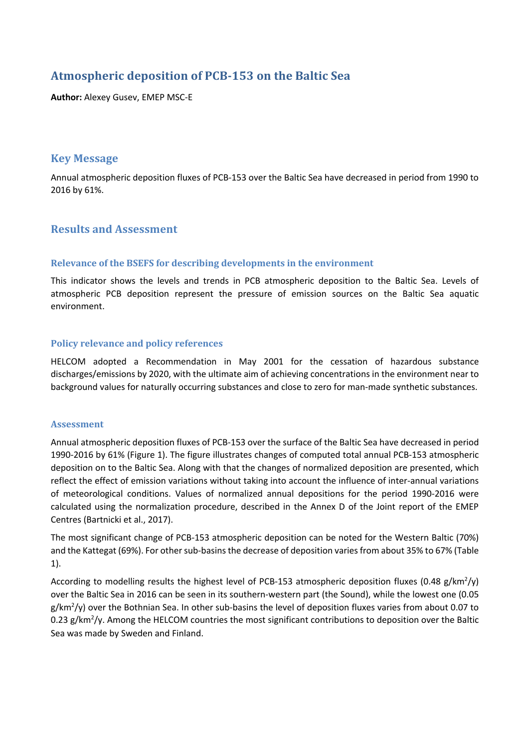# Atmospheric deposition of PCB-153 on the Baltic Sea

**Author:** Alexey Gusev, EMEP MSC-E

## Key Message

Annual atmospheric deposition fluxes of PCB-153 over the Baltic Sea have decreased in period from 1990 to 2016 by 61%.

## Results and Assessment

### Relevance of the BSEFS for describing developments in the environment

This indicator shows the levels and trends in PCB atmospheric deposition to the Baltic Sea. Levels of atmospheric PCB deposition represent the pressure of emission sources on the Baltic Sea aquatic environment.

### Policy relevance and policy references

HELCOM adopted a Recommendation in May 2001 for the cessation of hazardous substance discharges/emissions by 2020, with the ultimate aim of achieving concentrations in the environment near to background values for naturally occurring substances and close to zero for man-made synthetic substances.

### Assessment

Annual atmospheric deposition fluxes of PCB-153 over the surface of the Baltic Sea have decreased in period 1990-2016 by 61% (Figure 1). The figure illustrates changes of computed total annual PCB-153 atmospheric deposition on to the Baltic Sea. Along with that the changes of normalized deposition are presented, which reflect the effect of emission variations without taking into account the influence of inter-annual variations of meteorological conditions. Values of normalized annual depositions for the period 1990-2016 were calculated using the normalization procedure, described in the Annex D of the Joint report of the EMEP Centres (Bartnicki et al., 2017).

The most significant change of PCB-153 atmospheric deposition can be noted for the Western Baltic (70%) and the Kattegat (69%). For other sub-basins the decrease of deposition varies from about 35% to 67% (Table 1).

According to modelling results the highest level of PCB-153 atmospheric deposition fluxes (0.48 $g/km^2/y$) over the Baltic Sea in 2016 can be seen in its southern-western part (the Sound), while the lowest one (0.05 $g/km^2/y$) over the Bothnian Sea. In other sub-basins the level of deposition fluxes varies from about 0.07 to 0.23 $g/km^2/y$. Among the HELCOM countries the most significant contributions to deposition over the Baltic Sea was made by Sweden and Finland.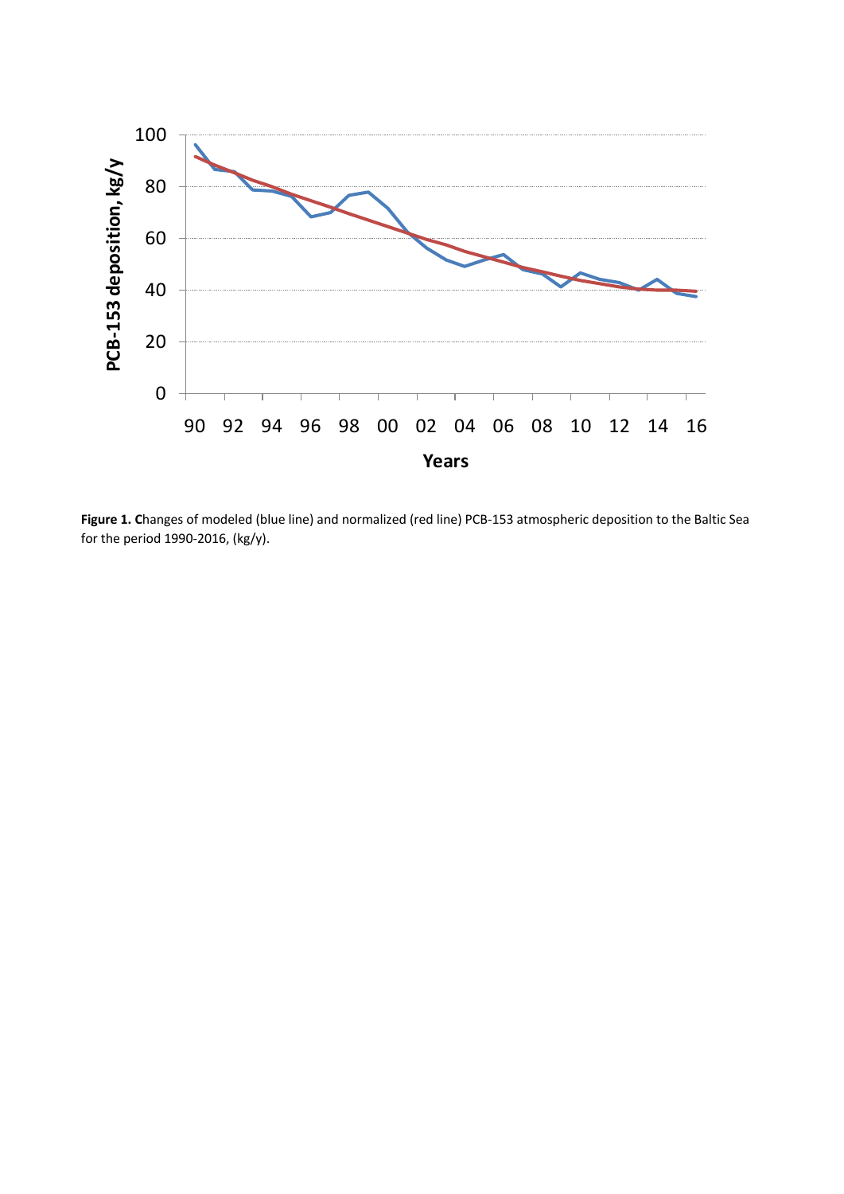**Figure 1. C**hanges of modeled (blue line) and normalized (red line) PCB-153 atmospheric deposition to the Baltic Sea for the period 1990-2016, (kg/y).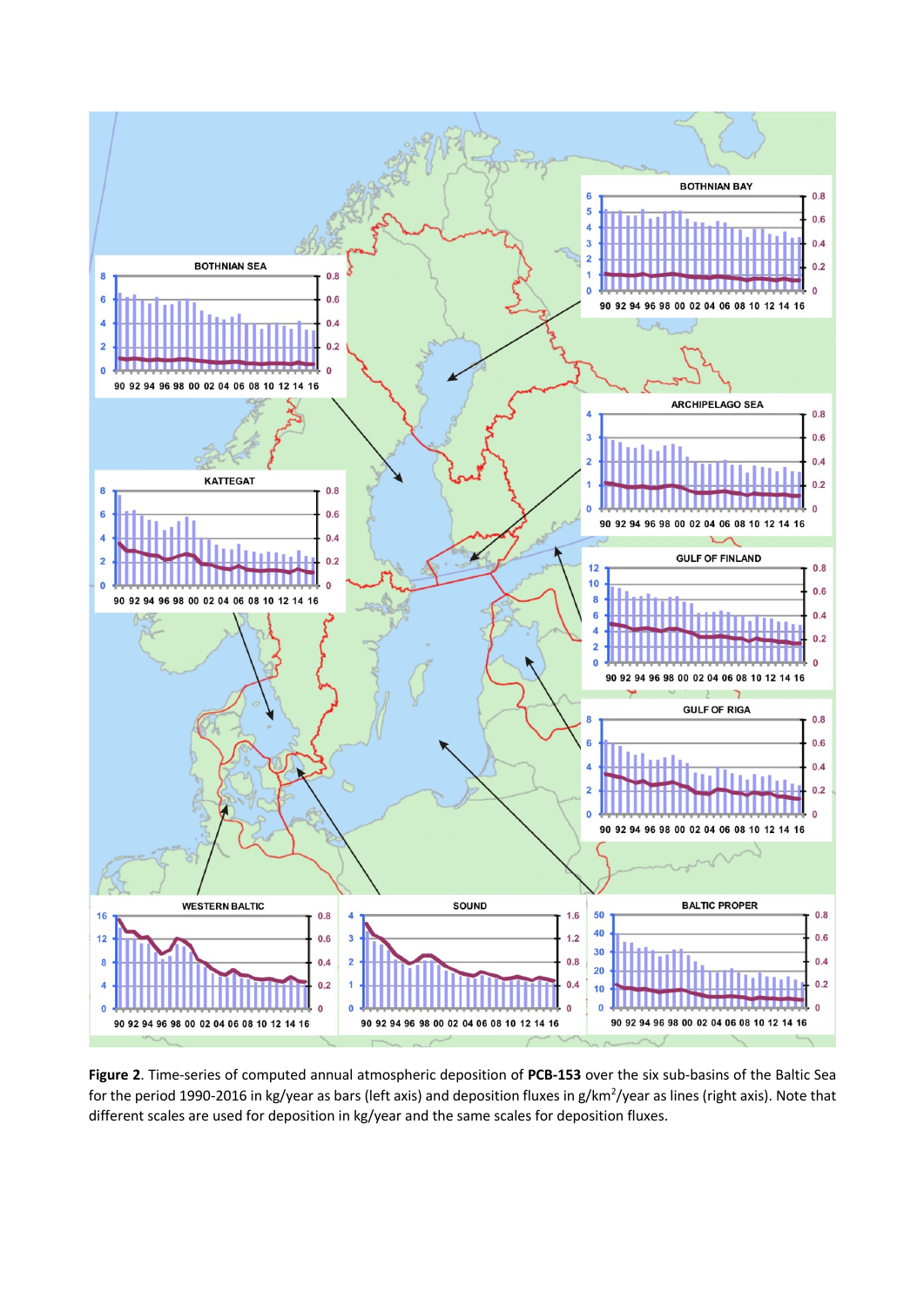**Figure 2**. Time-series of computed annual atmospheric deposition of **PCB-153** over the six sub-basins of the Baltic Sea for the period 1990-2016 in kg/year as bars (left axis) and deposition fluxes in g/km$^2$/year as lines (right axis). Note that different scales are used for deposition in kg/year and the same scales for deposition fluxes.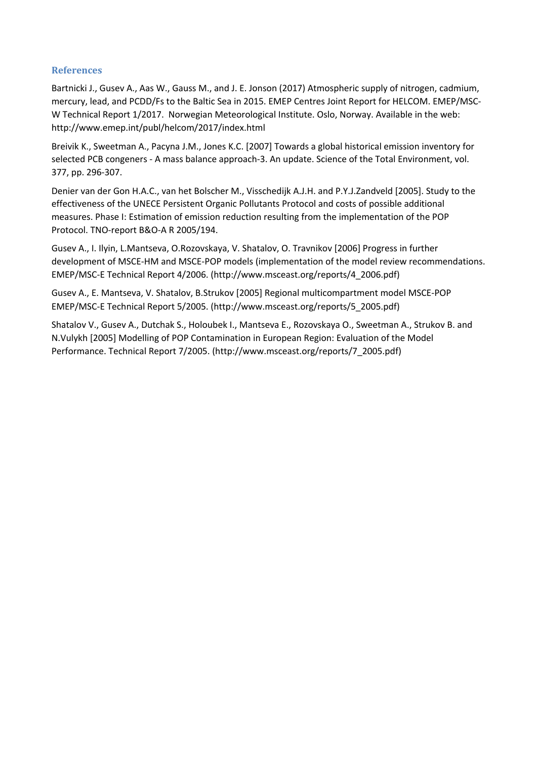## References

Bartnicki J., Gusev A., Aas W., Gauss M., and J. E. Jonson (2017) Atmospheric supply of nitrogen, cadmium, mercury, lead, and PCDD/Fs to the Baltic Sea in 2015. EMEP Centres Joint Report for HELCOM. EMEP/MSC-W Technical Report 1/2017. Norwegian Meteorological Institute. Oslo, Norway. Available in the web: http://www.emep.int/publ/helcom/2017/index.html

Breivik K., Sweetman A., Pacyna J.M., Jones K.C. [2007] Towards a global historical emission inventory for selected PCB congeners - A mass balance approach-3. An update. Science of the Total Environment, vol. 377, pp. 296-307.

Denier van der Gon H.A.C., van het Bolscher M., Visschedijk A.J.H. and P.Y.J.Zandveld [2005]. Study to the effectiveness of the UNECE Persistent Organic Pollutants Protocol and costs of possible additional measures. Phase I: Estimation of emission reduction resulting from the implementation of the POP Protocol. TNO-report B&O-A R 2005/194.

Gusev A., I. Ilyin, L.Mantseva, O.Rozovskaya, V. Shatalov, O. Travnikov [2006] Progress in further development of MSCE-HM and MSCE-POP models (implementation of the model review recommendations. EMEP/MSC-E Technical Report 4/2006. (http://www.msceast.org/reports/4_2006.pdf)

Gusev A., E. Mantseva, V. Shatalov, B.Strukov [2005] Regional multicompartment model MSCE-POP EMEP/MSC-E Technical Report 5/2005. (http://www.msceast.org/reports/5_2005.pdf)

Shatalov V., Gusev A., Dutchak S., Holoubek I., Mantseva E., Rozovskaya O., Sweetman A., Strukov B. and N.Vulykh [2005] Modelling of POP Contamination in European Region: Evaluation of the Model Performance. Technical Report 7/2005. (http://www.msceast.org/reports/7_2005.pdf)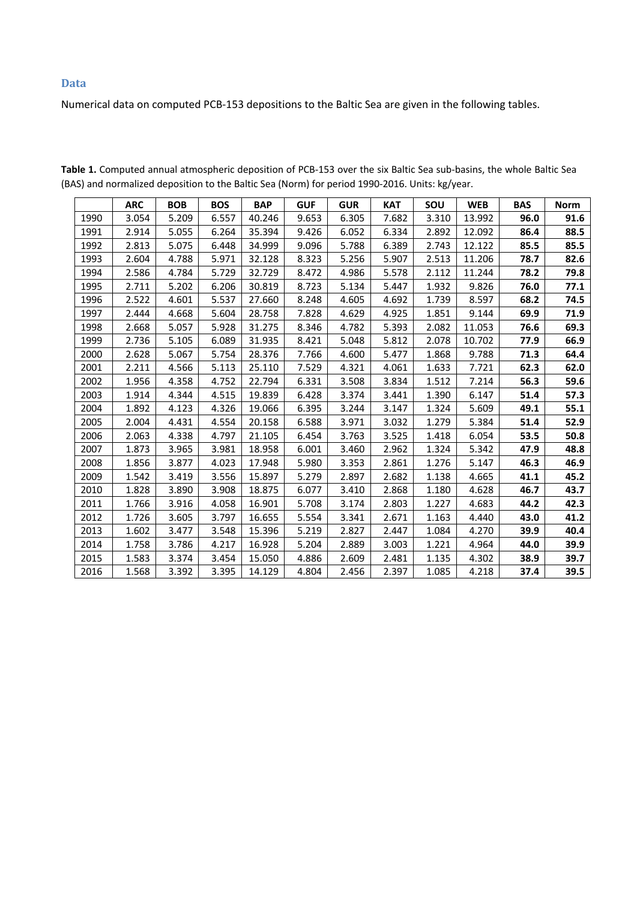## Data

Numerical data on computed PCB-153 depositions to the Baltic Sea are given in the following tables.

**Table 1.** Computed annual atmospheric deposition of PCB-153 over the six Baltic Sea sub-basins, the whole Baltic Sea (BAS) and normalized deposition to the Baltic Sea (Norm) for period 1990-2016. Units: kg/year.

| | ARC | BOB | BOS | BAP | GUF | GUR | KAT | SOU | WEB | BAS | Norm |
|---|---|---|---|---|---|---|---|---|---|---|---|
| 1990 | 3.054 | 5.209 | 6.557 | 40.246 | 9.653 | 6.305 | 7.682 | 3.310 | 13.992 | **96.0** | **91.6** |
| 1991 | 2.914 | 5.055 | 6.264 | 35.394 | 9.426 | 6.052 | 6.334 | 2.892 | 12.092 | **86.4** | **88.5** |
| 1992 | 2.813 | 5.075 | 6.448 | 34.999 | 9.096 | 5.788 | 6.389 | 2.743 | 12.122 | **85.5** | **85.5** |
| 1993 | 2.604 | 4.788 | 5.971 | 32.128 | 8.323 | 5.256 | 5.907 | 2.513 | 11.206 | **78.7** | **82.6** |
| 1994 | 2.586 | 4.784 | 5.729 | 32.729 | 8.472 | 4.986 | 5.578 | 2.112 | 11.244 | **78.2** | **79.8** |
| 1995 | 2.711 | 5.202 | 6.206 | 30.819 | 8.723 | 5.134 | 5.447 | 1.932 | 9.826 | **76.0** | **77.1** |
| 1996 | 2.522 | 4.601 | 5.537 | 27.660 | 8.248 | 4.605 | 4.692 | 1.739 | 8.597 | **68.2** | **74.5** |
| 1997 | 2.444 | 4.668 | 5.604 | 28.758 | 7.828 | 4.629 | 4.925 | 1.851 | 9.144 | **69.9** | **71.9** |
| 1998 | 2.668 | 5.057 | 5.928 | 31.275 | 8.346 | 4.782 | 5.393 | 2.082 | 11.053 | **76.6** | **69.3** |
| 1999 | 2.736 | 5.105 | 6.089 | 31.935 | 8.421 | 5.048 | 5.812 | 2.078 | 10.702 | **77.9** | **66.9** |
| 2000 | 2.628 | 5.067 | 5.754 | 28.376 | 7.766 | 4.600 | 5.477 | 1.868 | 9.788 | **71.3** | **64.4** |
| 2001 | 2.211 | 4.566 | 5.113 | 25.110 | 7.529 | 4.321 | 4.061 | 1.633 | 7.721 | **62.3** | **62.0** |
| 2002 | 1.956 | 4.358 | 4.752 | 22.794 | 6.331 | 3.508 | 3.834 | 1.512 | 7.214 | **56.3** | **59.6** |
| 2003 | 1.914 | 4.344 | 4.515 | 19.839 | 6.428 | 3.374 | 3.441 | 1.390 | 6.147 | **51.4** | **57.3** |
| 2004 | 1.892 | 4.123 | 4.326 | 19.066 | 6.395 | 3.244 | 3.147 | 1.324 | 5.609 | **49.1** | **55.1** |
| 2005 | 2.004 | 4.431 | 4.554 | 20.158 | 6.588 | 3.971 | 3.032 | 1.279 | 5.384 | **51.4** | **52.9** |
| 2006 | 2.063 | 4.338 | 4.797 | 21.105 | 6.454 | 3.763 | 3.525 | 1.418 | 6.054 | **53.5** | **50.8** |
| 2007 | 1.873 | 3.965 | 3.981 | 18.958 | 6.001 | 3.460 | 2.962 | 1.324 | 5.342 | **47.9** | **48.8** |
| 2008 | 1.856 | 3.877 | 4.023 | 17.948 | 5.980 | 3.353 | 2.861 | 1.276 | 5.147 | **46.3** | **46.9** |
| 2009 | 1.542 | 3.419 | 3.556 | 15.897 | 5.279 | 2.897 | 2.682 | 1.138 | 4.665 | **41.1** | **45.2** |
| 2010 | 1.828 | 3.890 | 3.908 | 18.875 | 6.077 | 3.410 | 2.868 | 1.180 | 4.628 | **46.7** | **43.7** |
| 2011 | 1.766 | 3.916 | 4.058 | 16.901 | 5.708 | 3.174 | 2.803 | 1.227 | 4.683 | **44.2** | **42.3** |
| 2012 | 1.726 | 3.605 | 3.797 | 16.655 | 5.554 | 3.341 | 2.671 | 1.163 | 4.440 | **43.0** | **41.2** |
| 2013 | 1.602 | 3.477 | 3.548 | 15.396 | 5.219 | 2.827 | 2.447 | 1.084 | 4.270 | **39.9** | **40.4** |
| 2014 | 1.758 | 3.786 | 4.217 | 16.928 | 5.204 | 2.889 | 3.003 | 1.221 | 4.964 | **44.0** | **39.9** |
| 2015 | 1.583 | 3.374 | 3.454 | 15.050 | 4.886 | 2.609 | 2.481 | 1.135 | 4.302 | **38.9** | **39.7** |
| 2016 | 1.568 | 3.392 | 3.395 | 14.129 | 4.804 | 2.456 | 2.397 | 1.085 | 4.218 | **37.4** | **39.5** |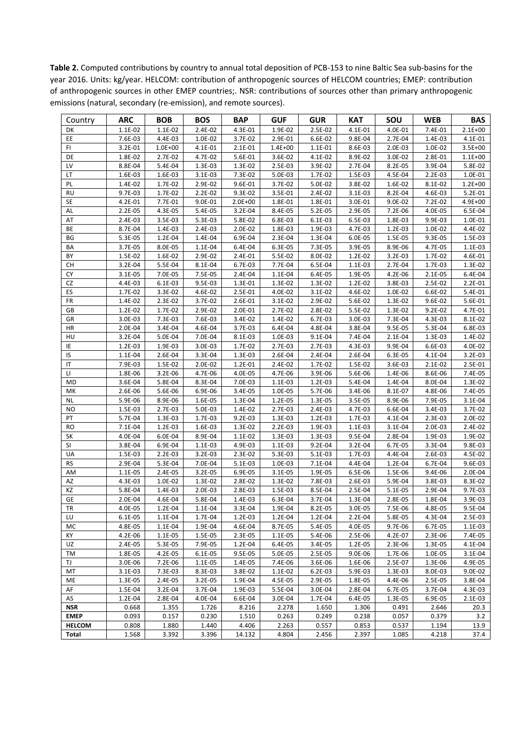**Table 2.** Computed contributions by country to annual total deposition of PCB-153 to nine Baltic Sea sub-basins for the year 2016. Units: kg/year. HELCOM: contribution of anthropogenic sources of HELCOM countries; EMEP: contribution of anthropogenic sources in other EMEP countries;. NSR: contributions of sources other than primary anthropogenic emissions (natural, secondary (re-emission), and remote sources).

| Country | ARC | BOB | BOS | BAP | GUF | GUR | KAT | SOU | WEB | BAS |
|---|---|---|---|---|---|---|---|---|---|---|
| DK | 1.1E-02 | 1.1E-02 | 2.4E-02 | 4.3E-01 | 1.9E-02 | 2.5E-02 | 4.1E-01 | 4.0E-01 | 7.4E-01 | 2.1E+00 |
| EE | 7.6E-03 | 4.4E-03 | 1.0E-02 | 3.7E-02 | 2.9E-01 | 6.6E-02 | 9.8E-04 | 2.7E-04 | 1.4E-03 | 4.1E-01 |
| FI | 3.2E-01 | 1.0E+00 | 4.1E-01 | 2.1E-01 | 1.4E+00 | 1.1E-01 | 8.6E-03 | 2.0E-03 | 1.0E-02 | 3.5E+00 |
| DE | 1.8E-02 | 2.7E-02 | 4.7E-02 | 5.6E-01 | 3.6E-02 | 4.1E-02 | 8.9E-02 | 3.0E-02 | 2.8E-01 | 1.1E+00 |
| LV | 8.8E-04 | 5.4E-04 | 1.3E-03 | 1.3E-02 | 2.5E-03 | 3.9E-02 | 2.7E-04 | 8.2E-05 | 3.9E-04 | 5.8E-02 |
| LT | 1.6E-03 | 1.6E-03 | 3.1E-03 | 7.3E-02 | 5.0E-03 | 1.7E-02 | 1.5E-03 | 4.5E-04 | 2.2E-03 | 1.0E-01 |
| PL | 1.4E-02 | 1.7E-02 | 2.9E-02 | 9.6E-01 | 3.7E-02 | 5.0E-02 | 3.8E-02 | 1.6E-02 | 8.1E-02 | 1.2E+00 |
| RU | 9.7E-03 | 1.7E-02 | 2.2E-02 | 9.3E-02 | 3.5E-01 | 2.4E-02 | 3.1E-03 | 8.2E-04 | 4.6E-03 | 5.2E-01 |
| SE | 4.2E-01 | 7.7E-01 | 9.0E-01 | 2.0E+00 | 1.8E-01 | 1.8E-01 | 3.0E-01 | 9.0E-02 | 7.2E-02 | 4.9E+00 |
| AL | 2.2E-05 | 4.3E-05 | 5.4E-05 | 3.2E-04 | 8.4E-05 | 5.2E-05 | 2.9E-05 | 7.2E-06 | 4.0E-05 | 6.5E-04 |
| AT | 2.4E-03 | 3.5E-03 | 5.3E-03 | 5.8E-02 | 6.8E-03 | 6.1E-03 | 6.5E-03 | 1.8E-03 | 9.9E-03 | 1.0E-01 |
| BE | 8.7E-04 | 1.4E-03 | 2.4E-03 | 2.0E-02 | 1.8E-03 | 1.9E-03 | 4.7E-03 | 1.2E-03 | 1.0E-02 | 4.4E-02 |
| BG | 5.3E-05 | 1.2E-04 | 1.4E-04 | 6.9E-04 | 2.3E-04 | 1.3E-04 | 6.0E-05 | 1.5E-05 | 9.3E-05 | 1.5E-03 |
| BA | 3.7E-05 | 8.0E-05 | 1.1E-04 | 6.4E-04 | 6.3E-05 | 7.3E-05 | 3.9E-05 | 8.9E-06 | 4.7E-05 | 1.1E-03 |
| BY | 1.5E-02 | 1.6E-02 | 2.9E-02 | 2.4E-01 | 5.5E-02 | 8.0E-02 | 1.2E-02 | 3.2E-03 | 1.7E-02 | 4.6E-01 |
| CH | 3.2E-04 | 5.5E-04 | 8.1E-04 | 6.7E-03 | 7.7E-04 | 6.5E-04 | 1.1E-03 | 2.7E-04 | 1.7E-03 | 1.3E-02 |
| CY | 3.1E-05 | 7.0E-05 | 7.5E-05 | 2.4E-04 | 1.1E-04 | 6.4E-05 | 1.9E-05 | 4.2E-06 | 2.1E-05 | 6.4E-04 |
| CZ | 4.4E-03 | 6.1E-03 | 9.5E-03 | 1.3E-01 | 1.3E-02 | 1.3E-02 | 1.2E-02 | 3.8E-03 | 2.5E-02 | 2.2E-01 |
| ES | 1.7E-02 | 3.3E-02 | 4.6E-02 | 2.5E-01 | 4.0E-02 | 3.1E-02 | 4.6E-02 | 1.0E-02 | 6.6E-02 | 5.4E-01 |
| FR | 1.4E-02 | 2.3E-02 | 3.7E-02 | 2.6E-01 | 3.1E-02 | 2.9E-02 | 5.6E-02 | 1.3E-02 | 9.6E-02 | 5.6E-01 |
| GB | 1.2E-02 | 1.7E-02 | 2.9E-02 | 2.0E-01 | 2.7E-02 | 2.8E-02 | 5.5E-02 | 1.3E-02 | 9.2E-02 | 4.7E-01 |
| GR | 3.0E-03 | 7.3E-03 | 7.6E-03 | 3.4E-02 | 1.4E-02 | 6.7E-03 | 3.0E-03 | 7.3E-04 | 4.3E-03 | 8.1E-02 |
| HR | 2.0E-04 | 3.4E-04 | 4.6E-04 | 3.7E-03 | 6.4E-04 | 4.8E-04 | 3.8E-04 | 9.5E-05 | 5.3E-04 | 6.8E-03 |
| HU | 3.2E-04 | 5.0E-04 | 7.0E-04 | 8.1E-03 | 1.0E-03 | 9.1E-04 | 7.4E-04 | 2.1E-04 | 1.3E-03 | 1.4E-02 |
| IE | 1.2E-03 | 1.9E-03 | 3.0E-03 | 1.7E-02 | 2.7E-03 | 2.7E-03 | 4.3E-03 | 9.9E-04 | 6.6E-03 | 4.0E-02 |
| IS | 1.1E-04 | 2.6E-04 | 3.3E-04 | 1.3E-03 | 2.6E-04 | 2.4E-04 | 2.6E-04 | 6.3E-05 | 4.1E-04 | 3.2E-03 |
| IT | 7.9E-03 | 1.5E-02 | 2.0E-02 | 1.2E-01 | 2.4E-02 | 1.7E-02 | 1.5E-02 | 3.6E-03 | 2.1E-02 | 2.5E-01 |
| LI | 1.8E-06 | 3.2E-06 | 4.7E-06 | 4.0E-05 | 4.7E-06 | 3.9E-06 | 5.6E-06 | 1.4E-06 | 8.6E-06 | 7.4E-05 |
| MD | 3.6E-04 | 5.8E-04 | 8.3E-04 | 7.0E-03 | 1.1E-03 | 1.2E-03 | 5.4E-04 | 1.4E-04 | 8.0E-04 | 1.3E-02 |
| MK | 2.6E-06 | 5.6E-06 | 6.9E-06 | 3.4E-05 | 1.0E-05 | 5.7E-06 | 3.4E-06 | 8.1E-07 | 4.8E-06 | 7.4E-05 |
| NL | 5.9E-06 | 8.9E-06 | 1.6E-05 | 1.3E-04 | 1.2E-05 | 1.3E-05 | 3.5E-05 | 8.9E-06 | 7.9E-05 | 3.1E-04 |
| NO | 1.5E-03 | 2.7E-03 | 5.0E-03 | 1.4E-02 | 2.7E-03 | 2.4E-03 | 4.7E-03 | 6.6E-04 | 3.4E-03 | 3.7E-02 |
| PT | 5.7E-04 | 1.3E-03 | 1.7E-03 | 9.2E-03 | 1.3E-03 | 1.2E-03 | 1.7E-03 | 4.1E-04 | 2.3E-03 | 2.0E-02 |
| RO | 7.1E-04 | 1.2E-03 | 1.6E-03 | 1.3E-02 | 2.2E-03 | 1.9E-03 | 1.1E-03 | 3.1E-04 | 2.0E-03 | 2.4E-02 |
| SK | 4.0E-04 | 6.0E-04 | 8.9E-04 | 1.1E-02 | 1.3E-03 | 1.3E-03 | 9.5E-04 | 2.8E-04 | 1.9E-03 | 1.9E-02 |
| SI | 3.8E-04 | 6.9E-04 | 1.1E-03 | 4.9E-03 | 1.1E-03 | 9.2E-04 | 3.2E-04 | 6.7E-05 | 3.3E-04 | 9.8E-03 |
| UA | 1.5E-03 | 2.2E-03 | 3.2E-03 | 2.3E-02 | 5.3E-03 | 5.1E-03 | 1.7E-03 | 4.4E-04 | 2.6E-03 | 4.5E-02 |
| RS | 2.9E-04 | 5.3E-04 | 7.0E-04 | 5.1E-03 | 1.0E-03 | 7.1E-04 | 4.4E-04 | 1.2E-04 | 6.7E-04 | 9.6E-03 |
| AM | 1.1E-05 | 2.4E-05 | 3.2E-05 | 6.9E-05 | 3.1E-05 | 1.9E-05 | 6.5E-06 | 1.5E-06 | 9.4E-06 | 2.0E-04 |
| AZ | 4.3E-03 | 1.0E-02 | 1.3E-02 | 2.8E-02 | 1.3E-02 | 7.8E-03 | 2.6E-03 | 5.9E-04 | 3.8E-03 | 8.3E-02 |
| KZ | 5.8E-04 | 1.4E-03 | 2.0E-03 | 2.8E-03 | 1.5E-03 | 8.5E-04 | 2.5E-04 | 5.1E-05 | 2.9E-04 | 9.7E-03 |
| GE | 2.0E-04 | 4.6E-04 | 5.8E-04 | 1.4E-03 | 6.3E-04 | 3.7E-04 | 1.3E-04 | 2.8E-05 | 1.8E-04 | 3.9E-03 |
| TR | 4.0E-05 | 1.2E-04 | 1.1E-04 | 3.3E-04 | 1.9E-04 | 8.2E-05 | 3.0E-05 | 7.5E-06 | 4.8E-05 | 9.5E-04 |
| LU | 6.1E-05 | 1.1E-04 | 1.7E-04 | 1.2E-03 | 1.2E-04 | 1.2E-04 | 2.2E-04 | 5.8E-05 | 4.3E-04 | 2.5E-03 |
| MC | 4.8E-05 | 1.1E-04 | 1.9E-04 | 4.6E-04 | 8.7E-05 | 5.4E-05 | 4.0E-05 | 9.7E-06 | 6.7E-05 | 1.1E-03 |
| KY | 4.2E-06 | 1.1E-05 | 1.5E-05 | 2.3E-05 | 1.1E-05 | 5.4E-06 | 2.5E-06 | 4.2E-07 | 2.3E-06 | 7.4E-05 |
| UZ | 2.4E-05 | 5.3E-05 | 7.9E-05 | 1.2E-04 | 6.4E-05 | 3.4E-05 | 1.2E-05 | 2.3E-06 | 1.3E-05 | 4.1E-04 |
| TM | 1.8E-05 | 4.2E-05 | 6.1E-05 | 9.5E-05 | 5.0E-05 | 2.5E-05 | 9.0E-06 | 1.7E-06 | 1.0E-05 | 3.1E-04 |
| TJ | 3.0E-06 | 7.2E-06 | 1.1E-05 | 1.4E-05 | 7.4E-06 | 3.6E-06 | 1.6E-06 | 2.5E-07 | 1.3E-06 | 4.9E-05 |
| MT | 3.1E-03 | 7.3E-03 | 8.3E-03 | 3.8E-02 | 1.1E-02 | 6.2E-03 | 5.9E-03 | 1.3E-03 | 8.0E-03 | 9.0E-02 |
| ME | 1.3E-05 | 2.4E-05 | 3.2E-05 | 1.9E-04 | 4.5E-05 | 2.9E-05 | 1.8E-05 | 4.4E-06 | 2.5E-05 | 3.8E-04 |
| AF | 1.5E-04 | 3.2E-04 | 3.7E-04 | 1.9E-03 | 5.5E-04 | 3.0E-04 | 2.8E-04 | 6.7E-05 | 3.7E-04 | 4.3E-03 |
| AS | 1.2E-04 | 2.8E-04 | 4.0E-04 | 6.6E-04 | 3.0E-04 | 1.7E-04 | 6.4E-05 | 1.3E-05 | 6.9E-05 | 2.1E-03 |
| **NSR** | 0.668 | 1.355 | 1.726 | 8.216 | 2.278 | 1.650 | 1.306 | 0.491 | 2.646 | 20.3 |
| **EMEP** | 0.093 | 0.157 | 0.230 | 1.510 | 0.263 | 0.249 | 0.238 | 0.057 | 0.379 | 3.2 |
| **HELCOM** | 0.808 | 1.880 | 1.440 | 4.406 | 2.263 | 0.557 | 0.853 | 0.537 | 1.194 | 13.9 |
| **Total** | 1.568 | 3.392 | 3.396 | 14.132 | 4.804 | 2.456 | 2.397 | 1.085 | 4.218 | 37.4 |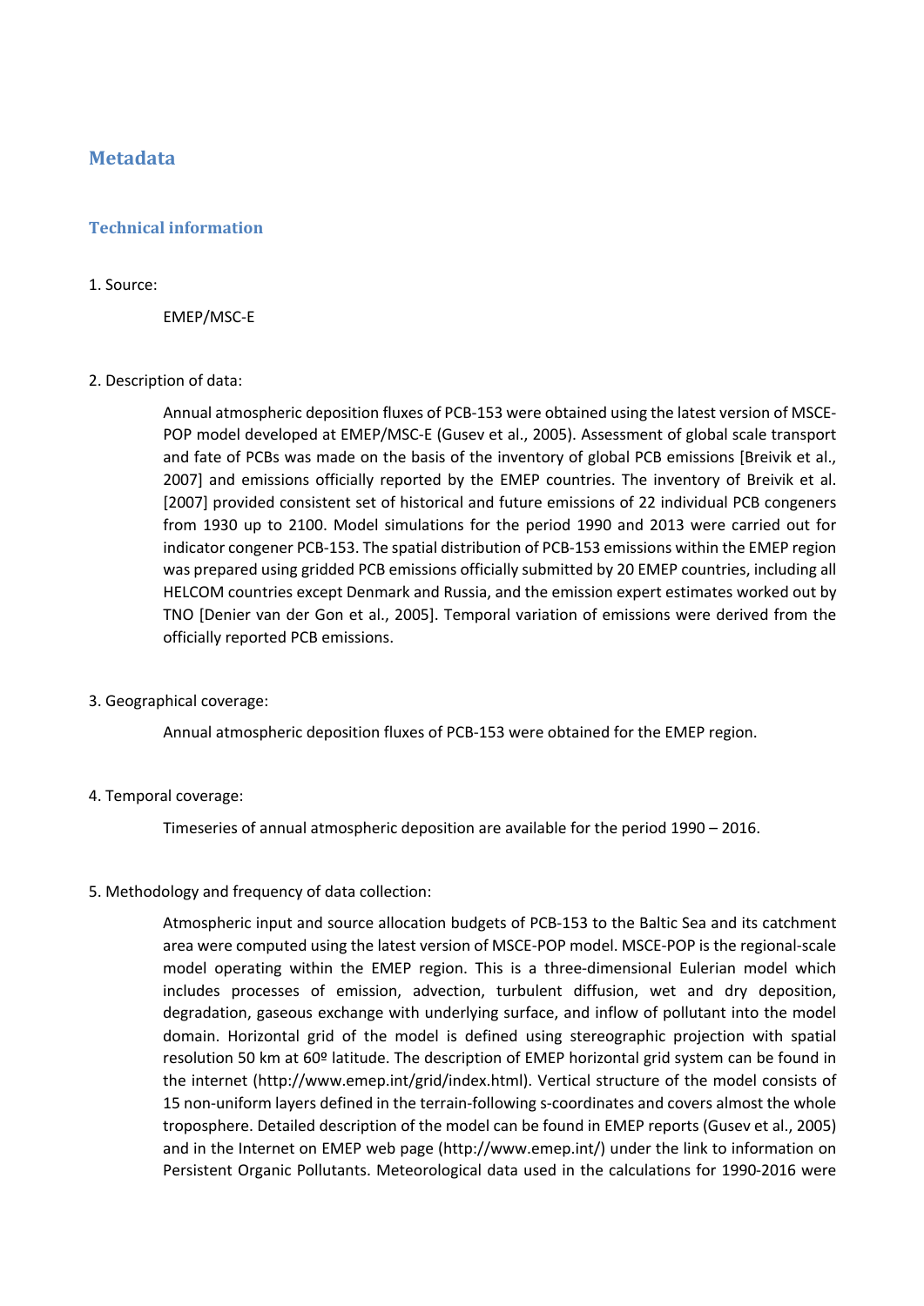## Metadata

### Technical information

1. Source:

EMEP/MSC-E

2. Description of data:

Annual atmospheric deposition fluxes of PCB-153 were obtained using the latest version of MSCE-POP model developed at EMEP/MSC-E (Gusev et al., 2005). Assessment of global scale transport and fate of PCBs was made on the basis of the inventory of global PCB emissions [Breivik et al., 2007] and emissions officially reported by the EMEP countries. The inventory of Breivik et al. [2007] provided consistent set of historical and future emissions of 22 individual PCB congeners from 1930 up to 2100. Model simulations for the period 1990 and 2013 were carried out for indicator congener PCB-153. The spatial distribution of PCB-153 emissions within the EMEP region was prepared using gridded PCB emissions officially submitted by 20 EMEP countries, including all HELCOM countries except Denmark and Russia, and the emission expert estimates worked out by TNO [Denier van der Gon et al., 2005]. Temporal variation of emissions were derived from the officially reported PCB emissions.

3. Geographical coverage:

Annual atmospheric deposition fluxes of PCB-153 were obtained for the EMEP region.

4. Temporal coverage:

Timeseries of annual atmospheric deposition are available for the period 1990 – 2016.

5. Methodology and frequency of data collection:

Atmospheric input and source allocation budgets of PCB-153 to the Baltic Sea and its catchment area were computed using the latest version of MSCE-POP model. MSCE-POP is the regional-scale model operating within the EMEP region. This is a three-dimensional Eulerian model which includes processes of emission, advection, turbulent diffusion, wet and dry deposition, degradation, gaseous exchange with underlying surface, and inflow of pollutant into the model domain. Horizontal grid of the model is defined using stereographic projection with spatial resolution 50 km at 60º latitude. The description of EMEP horizontal grid system can be found in the internet (http://www.emep.int/grid/index.html). Vertical structure of the model consists of 15 non-uniform layers defined in the terrain-following s-coordinates and covers almost the whole troposphere. Detailed description of the model can be found in EMEP reports (Gusev et al., 2005) and in the Internet on EMEP web page (http://www.emep.int/) under the link to information on Persistent Organic Pollutants. Meteorological data used in the calculations for 1990-2016 were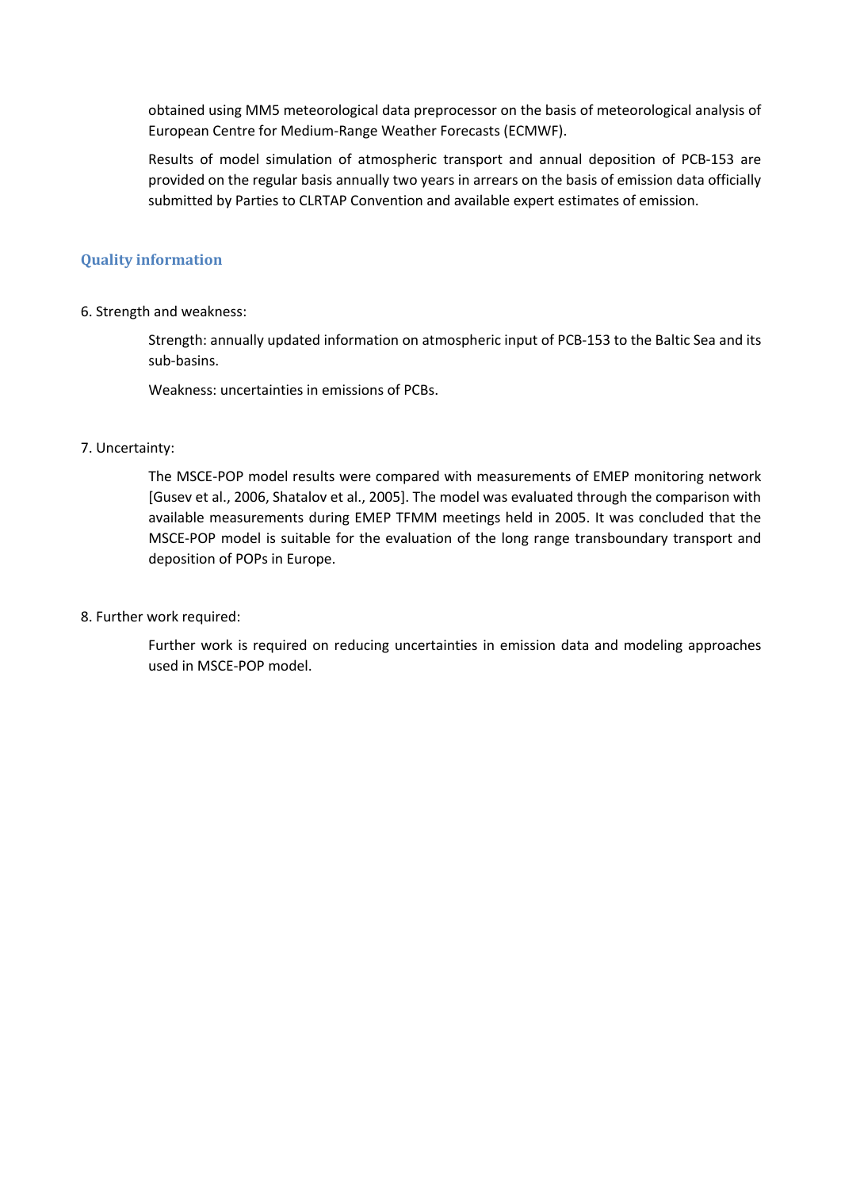obtained using MM5 meteorological data preprocessor on the basis of meteorological analysis of European Centre for Medium-Range Weather Forecasts (ECMWF).

Results of model simulation of atmospheric transport and annual deposition of PCB-153 are provided on the regular basis annually two years in arrears on the basis of emission data officially submitted by Parties to CLRTAP Convention and available expert estimates of emission.

## Quality information

6. Strength and weakness:

Strength: annually updated information on atmospheric input of PCB-153 to the Baltic Sea and its sub-basins.

Weakness: uncertainties in emissions of PCBs.

7. Uncertainty:

The MSCE-POP model results were compared with measurements of EMEP monitoring network [Gusev et al., 2006, Shatalov et al., 2005]. The model was evaluated through the comparison with available measurements during EMEP TFMM meetings held in 2005. It was concluded that the MSCE-POP model is suitable for the evaluation of the long range transboundary transport and deposition of POPs in Europe.

8. Further work required:

Further work is required on reducing uncertainties in emission data and modeling approaches used in MSCE-POP model.